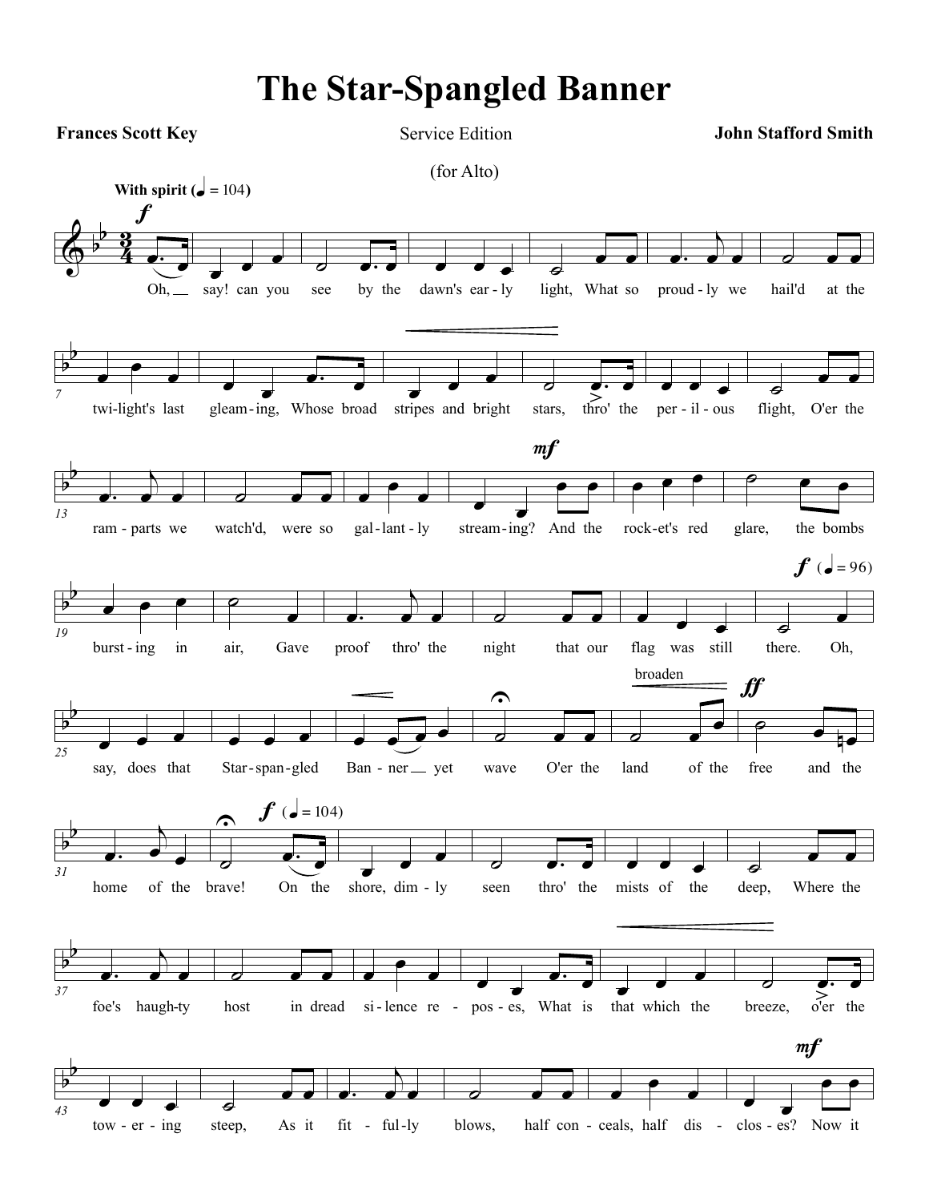# The Star-Spangled Banner

**Frances Scott Key** | Service Edition | **John Stafford Smith**

(for Alto)

**With spirit** (♩ = 104)

Oh, say! can you see by the dawn's ear - ly light, What so proud - ly we hail'd at the twi-light's last gleam - ing, Whose broad stripes and bright stars, thro' the per - il - ous flight, O'er the ram - parts we watch'd, were so gal - lant - ly stream - ing? And the rock - et's red glare, the bombs burst - ing in air, Gave proof thro' the night that our flag was still there. Oh, say, does that Star - span - gled Ban - ner yet wave O'er the land of the free and the home of the brave!

On the shore, dim - ly seen thro' the mists of the deep, Where the foe's haugh-ty host in dread si - lence re - pos - es, What is that which the breeze, o'er the tow - er - ing steep, As it fit - ful - ly blows, half con - ceals, half dis - clos - es? Now it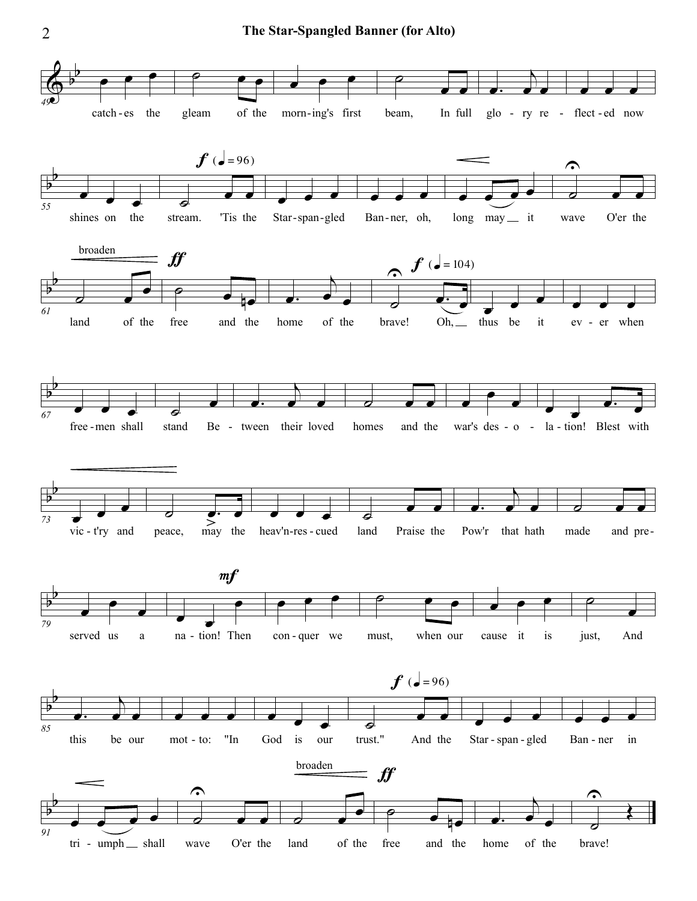# The Star-Spangled Banner (for Alto)

catch - es the gleam of the morn - ing's first beam, In full glo - ry re - flect - ed now shines on the stream. 'Tis the Star - span - gled Ban - ner, oh, long may it wave O'er the land of the free and the home of the brave! Oh, thus be it ev - er when free - men shall stand Be - tween their loved homes and the war's des - o - la - tion! Blest with vic - t'ry and peace, may the heav'n - res - cued land Praise the Pow'r that hath made and pre - served us a na - tion! Then con - quer we must, when our cause it is just, And this be our mot - to: "In God is our trust." And the Star - span - gled Ban - ner in tri - umph shall wave O'er the land of the free and the home of the brave!